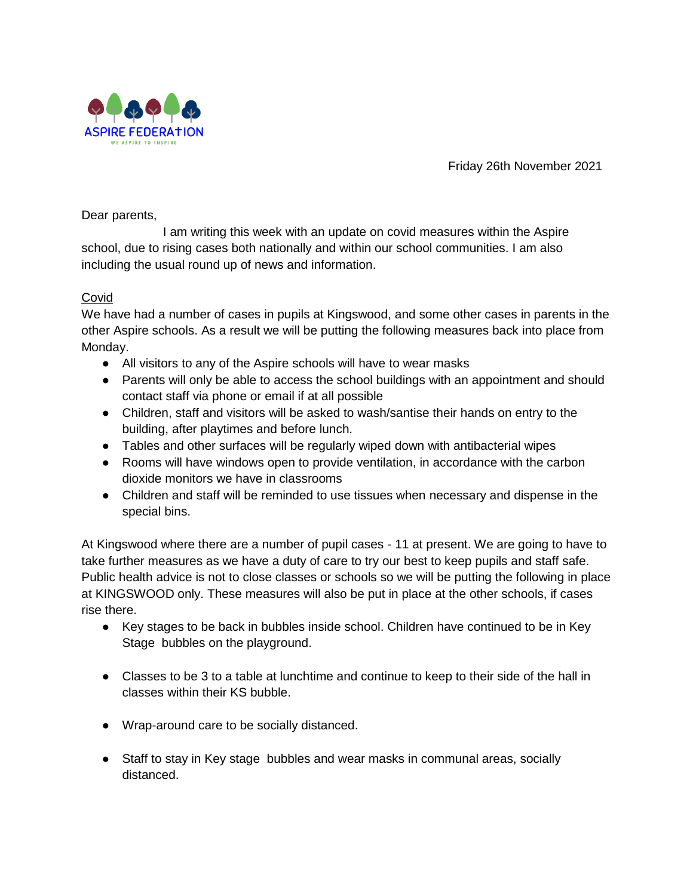ASPIRE FEDERATION

WE ASPIRE TO INSPIRE

Friday 26th November 2021

Dear parents,

I am writing this week with an update on covid measures within the Aspire school, due to rising cases both nationally and within our school communities. I am also including the usual round up of news and information.

Covid

We have had a number of cases in pupils at Kingswood, and some other cases in parents in the other Aspire schools. As a result we will be putting the following measures back into place from Monday.

- All visitors to any of the Aspire schools will have to wear masks
- Parents will only be able to access the school buildings with an appointment and should contact staff via phone or email if at all possible
- Children, staff and visitors will be asked to wash/santise their hands on entry to the building, after playtimes and before lunch.
- Tables and other surfaces will be regularly wiped down with antibacterial wipes
- Rooms will have windows open to provide ventilation, in accordance with the carbon dioxide monitors we have in classrooms
- Children and staff will be reminded to use tissues when necessary and dispense in the special bins.

At Kingswood where there are a number of pupil cases - 11 at present. We are going to have to take further measures as we have a duty of care to try our best to keep pupils and staff safe. Public health advice is not to close classes or schools so we will be putting the following in place at KINGSWOOD only. These measures will also be put in place at the other schools, if cases rise there.

- Key stages to be back in bubbles inside school. Children have continued to be in Key Stage bubbles on the playground.
- Classes to be 3 to a table at lunchtime and continue to keep to their side of the hall in classes within their KS bubble.
- Wrap-around care to be socially distanced.
- Staff to stay in Key stage bubbles and wear masks in communal areas, socially distanced.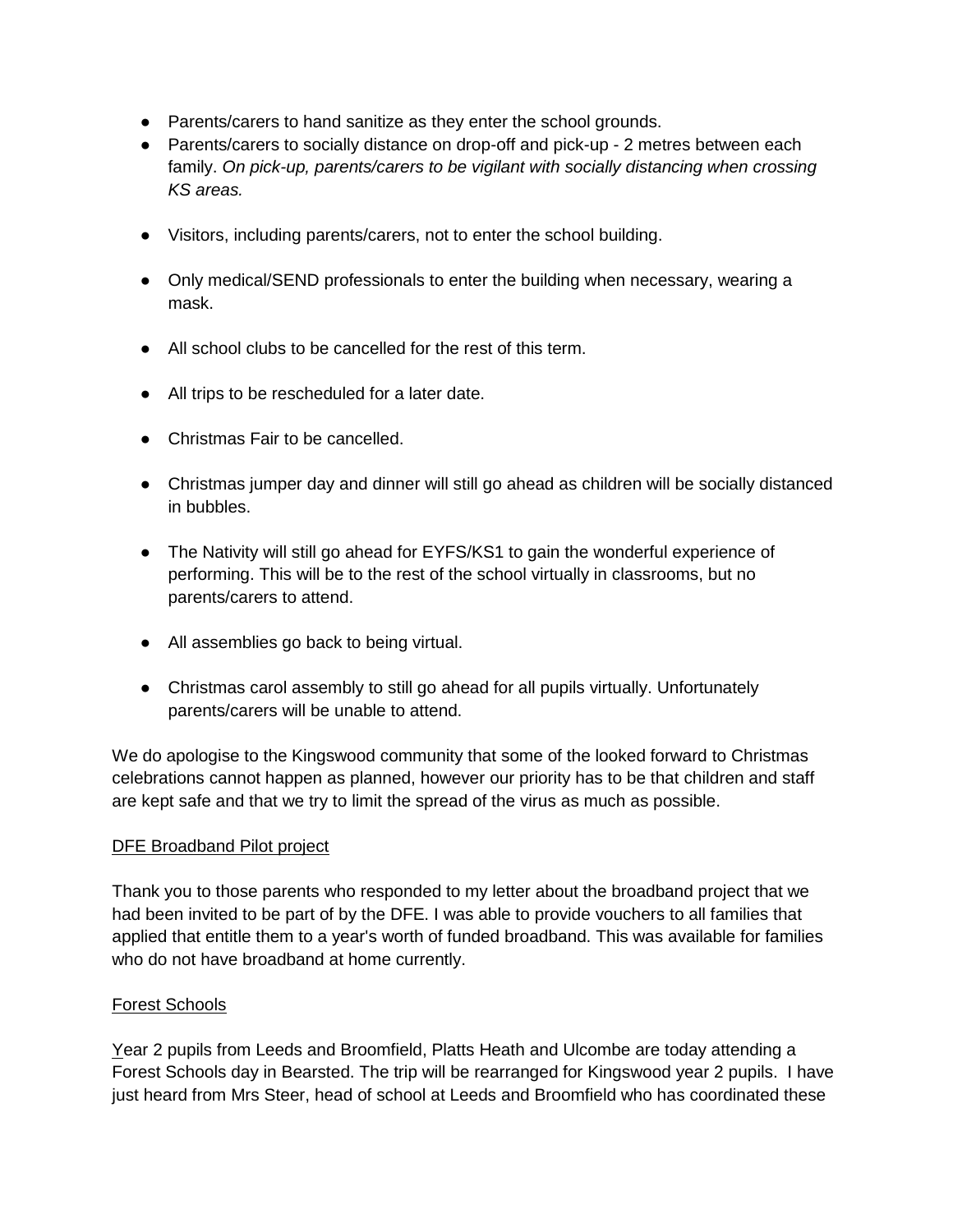- Parents/carers to hand sanitize as they enter the school grounds.
- Parents/carers to socially distance on drop-off and pick-up - 2 metres between each family. *On pick-up, parents/carers to be vigilant with socially distancing when crossing KS areas.*
- Visitors, including parents/carers, not to enter the school building.
- Only medical/SEND professionals to enter the building when necessary, wearing a mask.
- All school clubs to be cancelled for the rest of this term.
- All trips to be rescheduled for a later date.
- Christmas Fair to be cancelled.
- Christmas jumper day and dinner will still go ahead as children will be socially distanced in bubbles.
- The Nativity will still go ahead for EYFS/KS1 to gain the wonderful experience of performing. This will be to the rest of the school virtually in classrooms, but no parents/carers to attend.
- All assemblies go back to being virtual.
- Christmas carol assembly to still go ahead for all pupils virtually. Unfortunately parents/carers will be unable to attend.

We do apologise to the Kingswood community that some of the looked forward to Christmas celebrations cannot happen as planned, however our priority has to be that children and staff are kept safe and that we try to limit the spread of the virus as much as possible.

<u>DFE Broadband Pilot project</u>

Thank you to those parents who responded to my letter about the broadband project that we had been invited to be part of by the DFE. I was able to provide vouchers to all families that applied that entitle them to a year's worth of funded broadband. This was available for families who do not have broadband at home currently.

<u>Forest Schools</u>

Year 2 pupils from Leeds and Broomfield, Platts Heath and Ulcombe are today attending a Forest Schools day in Bearsted. The trip will be rearranged for Kingswood year 2 pupils. I have just heard from Mrs Steer, head of school at Leeds and Broomfield who has coordinated these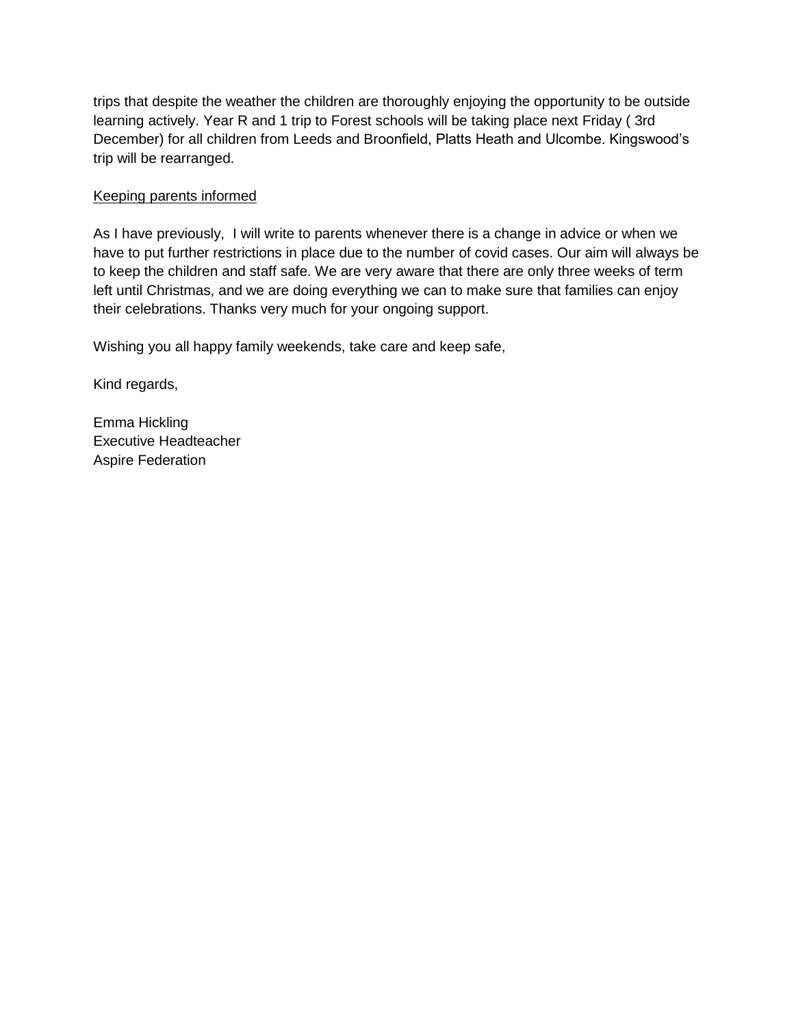trips that despite the weather the children are thoroughly enjoying the opportunity to be outside learning actively. Year R and 1 trip to Forest schools will be taking place next Friday ( 3rd December) for all children from Leeds and Broonfield, Platts Heath and Ulcombe. Kingswood's trip will be rearranged.

<u>Keeping parents informed</u>

As I have previously, I will write to parents whenever there is a change in advice or when we have to put further restrictions in place due to the number of covid cases. Our aim will always be to keep the children and staff safe. We are very aware that there are only three weeks of term left until Christmas, and we are doing everything we can to make sure that families can enjoy their celebrations. Thanks very much for your ongoing support.

Wishing you all happy family weekends, take care and keep safe,

Kind regards,

Emma Hickling
Executive Headteacher
Aspire Federation